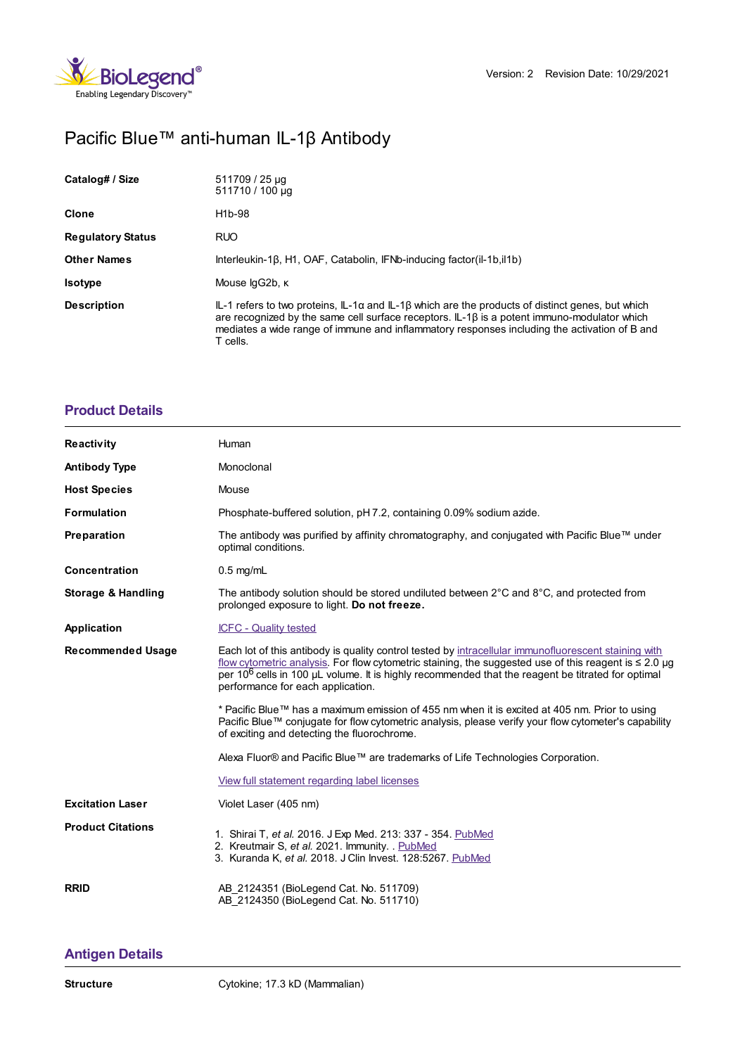Version: 2 Revision Date: 10/29/2021

# Pacific Blue™ anti-human IL-1β Antibody

| | |
|---|---|
| **Catalog# / Size** | 511709 / 25 µg<br>511710 / 100 µg |
| **Clone** | H1b-98 |
| **Regulatory Status** | RUO |
| **Other Names** | Interleukin-1β, H1, OAF, Catabolin, IFNb-inducing factor(il-1b,il1b) |
| **Isotype** | Mouse IgG2b, κ |
| **Description** | IL-1 refers to two proteins, IL-1α and IL-1β which are the products of distinct genes, but which are recognized by the same cell surface receptors. IL-1β is a potent immuno-modulator which mediates a wide range of immune and inflammatory responses including the activation of B and T cells. |

## Product Details

| | |
|---|---|
| **Reactivity** | Human |
| **Antibody Type** | Monoclonal |
| **Host Species** | Mouse |
| **Formulation** | Phosphate-buffered solution, pH 7.2, containing 0.09% sodium azide. |
| **Preparation** | The antibody was purified by affinity chromatography, and conjugated with Pacific Blue™ under optimal conditions. |
| **Concentration** | 0.5 mg/mL |
| **Storage & Handling** | The antibody solution should be stored undiluted between 2°C and 8°C, and protected from prolonged exposure to light. **Do not freeze.** |
| **Application** | ICFC - Quality tested |
| **Recommended Usage** | Each lot of this antibody is quality control tested by intracellular immunofluorescent staining with flow cytometric analysis. For flow cytometric staining, the suggested use of this reagent is ≤ 2.0 µg per $10^6$ cells in 100 µL volume. It is highly recommended that the reagent be titrated for optimal performance for each application.<br><br>* Pacific Blue™ has a maximum emission of 455 nm when it is excited at 405 nm. Prior to using Pacific Blue™ conjugate for flow cytometric analysis, please verify your flow cytometer's capability of exciting and detecting the fluorochrome.<br><br>Alexa Fluor® and Pacific Blue™ are trademarks of Life Technologies Corporation.<br><br>View full statement regarding label licenses |
| **Excitation Laser** | Violet Laser (405 nm) |
| **Product Citations** | 1. Shirai T, *et al.* 2016. J Exp Med. 213: 337 - 354. PubMed<br>2. Kreutmair S, *et al.* 2021. Immunity. . PubMed<br>3. Kuranda K, *et al.* 2018. J Clin Invest. 128:5267. PubMed |
| **RRID** | AB_2124351 (BioLegend Cat. No. 511709)<br>AB_2124350 (BioLegend Cat. No. 511710) |

## Antigen Details

| | |
|---|---|
| **Structure** | Cytokine; 17.3 kD (Mammalian) |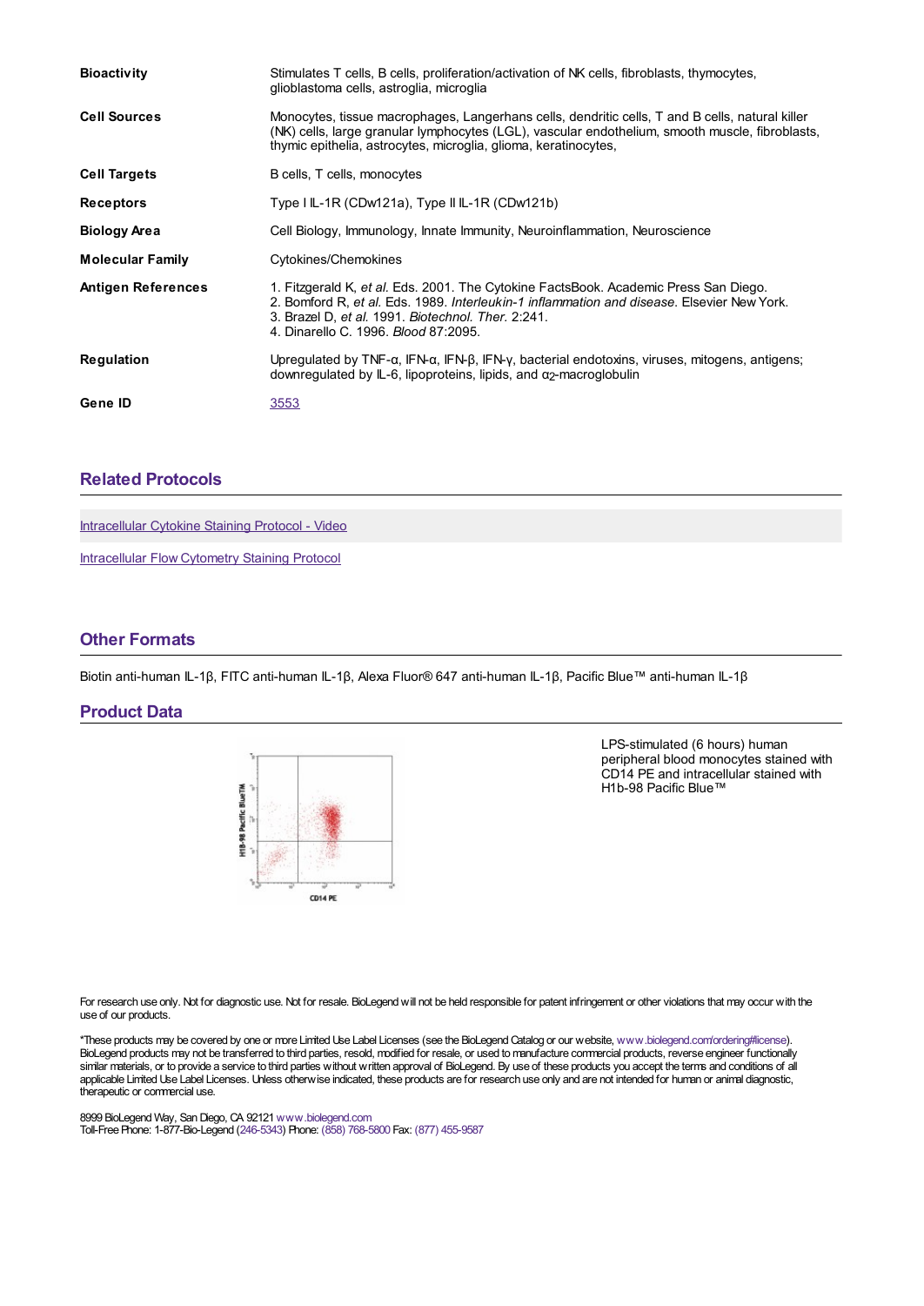| | |
|---|---|
| **Bioactivity** | Stimulates T cells, B cells, proliferation/activation of NK cells, fibroblasts, thymocytes, glioblastoma cells, astroglia, microglia |
| **Cell Sources** | Monocytes, tissue macrophages, Langerhans cells, dendritic cells, T and B cells, natural killer (NK) cells, large granular lymphocytes (LGL), vascular endothelium, smooth muscle, fibroblasts, thymic epithelia, astrocytes, microglia, glioma, keratinocytes, |
| **Cell Targets** | B cells, T cells, monocytes |
| **Receptors** | Type I IL-1R (CDw121a), Type II IL-1R (CDw121b) |
| **Biology Area** | Cell Biology, Immunology, Innate Immunity, Neuroinflammation, Neuroscience |
| **Molecular Family** | Cytokines/Chemokines |
| **Antigen References** | 1. Fitzgerald K, *et al.* Eds. 2001. The Cytokine FactsBook. Academic Press San Diego.<br>2. Bomford R, *et al.* Eds. 1989. *Interleukin-1 inflammation and disease*. Elsevier New York.<br>3. Brazel D, *et al.* 1991. *Biotechnol. Ther.* 2:241.<br>4. Dinarello C. 1996. *Blood* 87:2095. |
| **Regulation** | Upregulated by TNF-α, IFN-α, IFN-β, IFN-γ, bacterial endotoxins, viruses, mitogens, antigens; downregulated by IL-6, lipoproteins, lipids, and $\alpha_2$-macroglobulin |
| **Gene ID** | 3553 |

## Related Protocols

Intracellular Cytokine Staining Protocol - Video

Intracellular Flow Cytometry Staining Protocol

## Other Formats

Biotin anti-human IL-1β, FITC anti-human IL-1β, Alexa Fluor® 647 anti-human IL-1β, Pacific Blue™ anti-human IL-1β

## Product Data

H1B-98 Pacific BlueTM

CD14 PE

LPS-stimulated (6 hours) human peripheral blood monocytes stained with CD14 PE and intracellular stained with H1b-98 Pacific Blue™

For research use only. Not for diagnostic use. Not for resale. BioLegend will not be held responsible for patent infringement or other violations that may occur with the use of our products.

*These products may be covered by one or more Limited Use Label Licenses (see the BioLegend Catalog or our website, www.biolegend.com/ordering#license). BioLegend products may not be transferred to third parties, resold, modified for resale, or used to manufacture commercial products, reverse engineer functionally similar materials, or to provide a service to third parties without written approval of BioLegend. By use of these products you accept the terms and conditions of all applicable Limited Use Label Licenses. Unless otherwise indicated, these products are for research use only and are not intended for human or animal diagnostic, therapeutic or commercial use.

8999 BioLegend Way, San Diego, CA 92121 www.biolegend.com
Toll-Free Phone: 1-877-Bio-Legend (246-5343) Phone: (858) 768-5800 Fax: (877) 455-9587